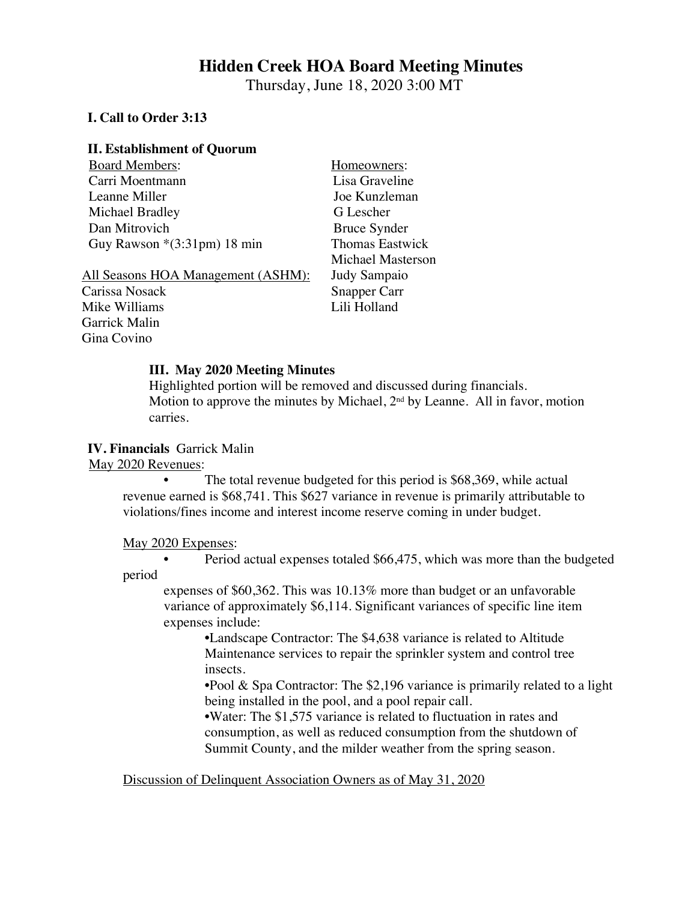# Hidden Creek HOA Board Meeting Minutes

Thursday, June 18, 2020 3:00 MT

## I. Call to Order 3:13

## II. Establishment of Quorum

Board Members:
- Carri Moentmann
- Leanne Miller
- Michael Bradley
- Dan Mitrovich
- Guy Rawson *(3:31pm) 18 min

All Seasons HOA Management (ASHM):
- Carissa Nosack
- Mike Williams
- Garrick Malin
- Gina Covino

Homeowners:
- Lisa Graveline
- Joe Kunzleman
- G Lescher
- Bruce Synder
- Thomas Eastwick
- Michael Masterson
- Judy Sampaio
- Snapper Carr
- Lili Holland

### III. May 2020 Meeting Minutes

Highlighted portion will be removed and discussed during financials.
Motion to approve the minutes by Michael, 2nd by Leanne. All in favor, motion carries.

## IV. Financials Garrick Malin

May 2020 Revenues:

- The total revenue budgeted for this period is $68,369, while actual revenue earned is $68,741. This $627 variance in revenue is primarily attributable to violations/fines income and interest income reserve coming in under budget.

May 2020 Expenses:

- Period actual expenses totaled $66,475, which was more than the budgeted period expenses of $60,362. This was 10.13% more than budget or an unfavorable variance of approximately $6,114. Significant variances of specific line item expenses include:
  - Landscape Contractor: The $4,638 variance is related to Altitude Maintenance services to repair the sprinkler system and control tree insects.
  - Pool & Spa Contractor: The $2,196 variance is primarily related to a light being installed in the pool, and a pool repair call.
  - Water: The $1,575 variance is related to fluctuation in rates and consumption, as well as reduced consumption from the shutdown of Summit County, and the milder weather from the spring season.

Discussion of Delinquent Association Owners as of May 31, 2020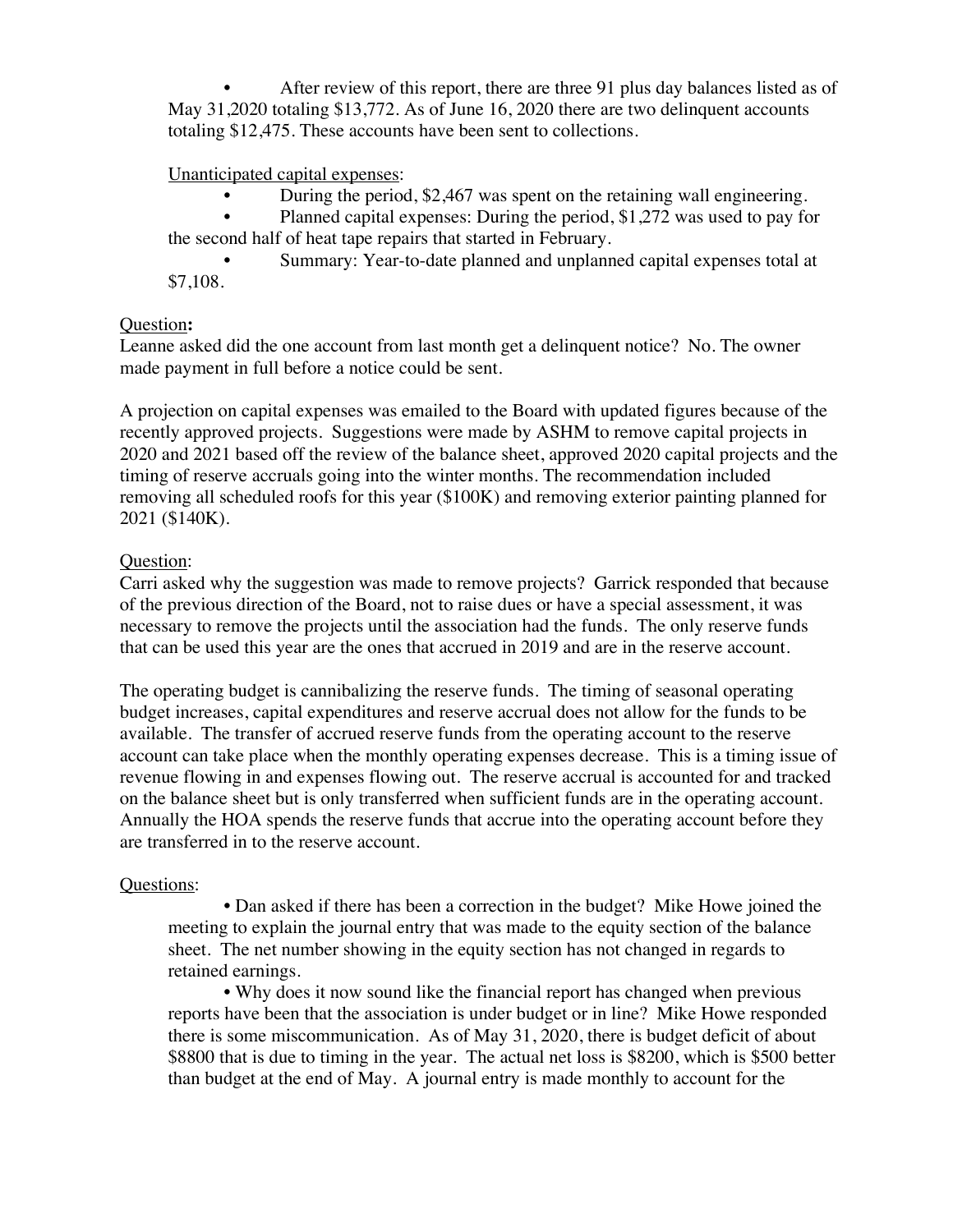- After review of this report, there are three 91 plus day balances listed as of May 31,2020 totaling $13,772. As of June 16, 2020 there are two delinquent accounts totaling $12,475. These accounts have been sent to collections.

Unanticipated capital expenses:

- During the period, $2,467 was spent on the retaining wall engineering.
- Planned capital expenses: During the period, $1,272 was used to pay for the second half of heat tape repairs that started in February.
- Summary: Year-to-date planned and unplanned capital expenses total at $7,108.

Question**:**
Leanne asked did the one account from last month get a delinquent notice? No. The owner made payment in full before a notice could be sent.

A projection on capital expenses was emailed to the Board with updated figures because of the recently approved projects. Suggestions were made by ASHM to remove capital projects in 2020 and 2021 based off the review of the balance sheet, approved 2020 capital projects and the timing of reserve accruals going into the winter months. The recommendation included removing all scheduled roofs for this year ($100K) and removing exterior painting planned for 2021 ($140K).

Question:
Carri asked why the suggestion was made to remove projects? Garrick responded that because of the previous direction of the Board, not to raise dues or have a special assessment, it was necessary to remove the projects until the association had the funds. The only reserve funds that can be used this year are the ones that accrued in 2019 and are in the reserve account.

The operating budget is cannibalizing the reserve funds. The timing of seasonal operating budget increases, capital expenditures and reserve accrual does not allow for the funds to be available. The transfer of accrued reserve funds from the operating account to the reserve account can take place when the monthly operating expenses decrease. This is a timing issue of revenue flowing in and expenses flowing out. The reserve accrual is accounted for and tracked on the balance sheet but is only transferred when sufficient funds are in the operating account. Annually the HOA spends the reserve funds that accrue into the operating account before they are transferred in to the reserve account.

Questions:

- Dan asked if there has been a correction in the budget? Mike Howe joined the meeting to explain the journal entry that was made to the equity section of the balance sheet. The net number showing in the equity section has not changed in regards to retained earnings.
- Why does it now sound like the financial report has changed when previous reports have been that the association is under budget or in line? Mike Howe responded there is some miscommunication. As of May 31, 2020, there is budget deficit of about $8800 that is due to timing in the year. The actual net loss is $8200, which is $500 better than budget at the end of May. A journal entry is made monthly to account for the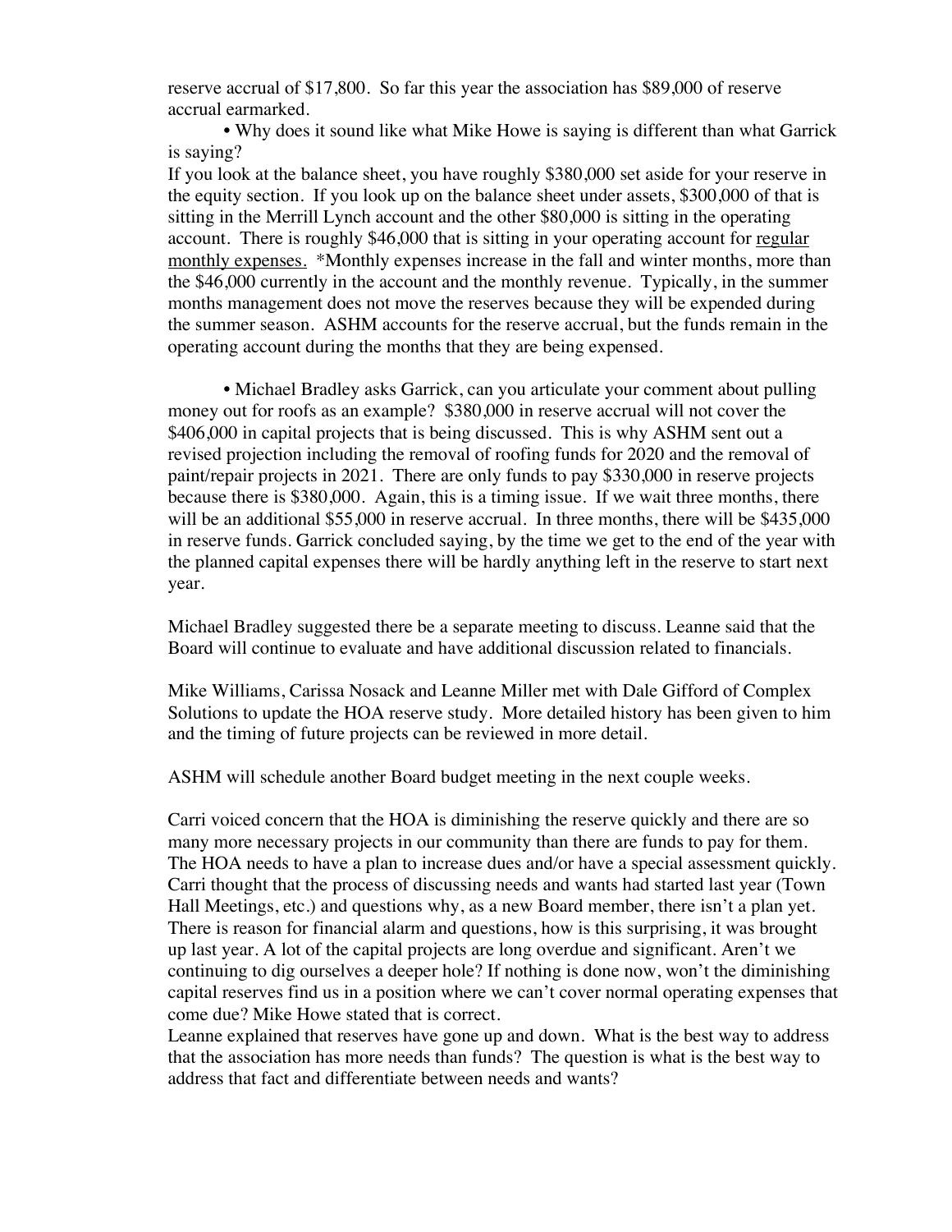reserve accrual of $17,800. So far this year the association has $89,000 of reserve accrual earmarked.

• Why does it sound like what Mike Howe is saying is different than what Garrick is saying?

If you look at the balance sheet, you have roughly $380,000 set aside for your reserve in the equity section. If you look up on the balance sheet under assets, $300,000 of that is sitting in the Merrill Lynch account and the other $80,000 is sitting in the operating account. There is roughly $46,000 that is sitting in your operating account for <u>regular monthly expenses.</u> *Monthly expenses increase in the fall and winter months, more than the $46,000 currently in the account and the monthly revenue. Typically, in the summer months management does not move the reserves because they will be expended during the summer season. ASHM accounts for the reserve accrual, but the funds remain in the operating account during the months that they are being expensed.

• Michael Bradley asks Garrick, can you articulate your comment about pulling money out for roofs as an example? $380,000 in reserve accrual will not cover the $406,000 in capital projects that is being discussed. This is why ASHM sent out a revised projection including the removal of roofing funds for 2020 and the removal of paint/repair projects in 2021. There are only funds to pay $330,000 in reserve projects because there is $380,000. Again, this is a timing issue. If we wait three months, there will be an additional $55,000 in reserve accrual. In three months, there will be $435,000 in reserve funds. Garrick concluded saying, by the time we get to the end of the year with the planned capital expenses there will be hardly anything left in the reserve to start next year.

Michael Bradley suggested there be a separate meeting to discuss. Leanne said that the Board will continue to evaluate and have additional discussion related to financials.

Mike Williams, Carissa Nosack and Leanne Miller met with Dale Gifford of Complex Solutions to update the HOA reserve study. More detailed history has been given to him and the timing of future projects can be reviewed in more detail.

ASHM will schedule another Board budget meeting in the next couple weeks.

Carri voiced concern that the HOA is diminishing the reserve quickly and there are so many more necessary projects in our community than there are funds to pay for them. The HOA needs to have a plan to increase dues and/or have a special assessment quickly. Carri thought that the process of discussing needs and wants had started last year (Town Hall Meetings, etc.) and questions why, as a new Board member, there isn't a plan yet. There is reason for financial alarm and questions, how is this surprising, it was brought up last year. A lot of the capital projects are long overdue and significant. Aren't we continuing to dig ourselves a deeper hole? If nothing is done now, won't the diminishing capital reserves find us in a position where we can't cover normal operating expenses that come due? Mike Howe stated that is correct.

Leanne explained that reserves have gone up and down. What is the best way to address that the association has more needs than funds? The question is what is the best way to address that fact and differentiate between needs and wants?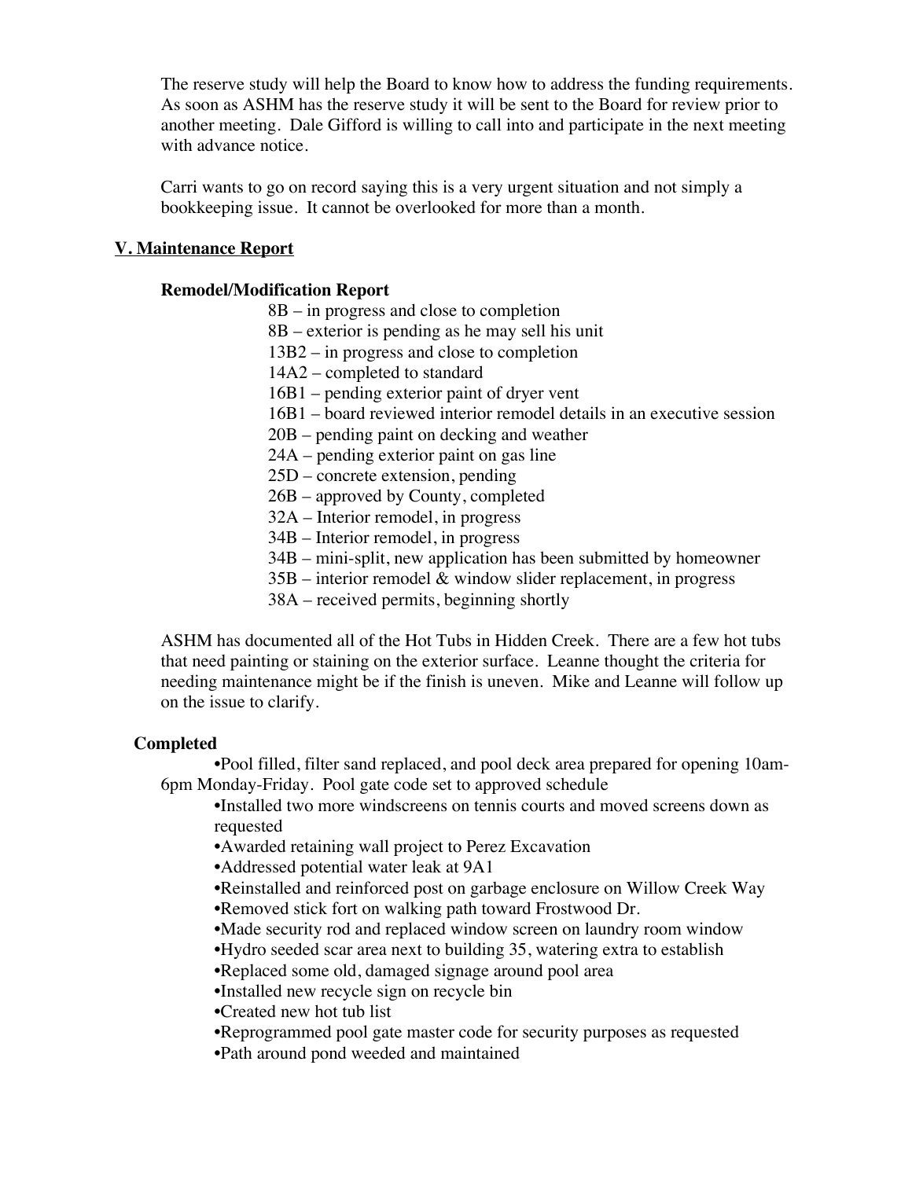The reserve study will help the Board to know how to address the funding requirements. As soon as ASHM has the reserve study it will be sent to the Board for review prior to another meeting. Dale Gifford is willing to call into and participate in the next meeting with advance notice.

Carri wants to go on record saying this is a very urgent situation and not simply a bookkeeping issue. It cannot be overlooked for more than a month.

## V. Maintenance Report

### Remodel/Modification Report

8B – in progress and close to completion
8B – exterior is pending as he may sell his unit
13B2 – in progress and close to completion
14A2 – completed to standard
16B1 – pending exterior paint of dryer vent
16B1 – board reviewed interior remodel details in an executive session
20B – pending paint on decking and weather
24A – pending exterior paint on gas line
25D – concrete extension, pending
26B – approved by County, completed
32A – Interior remodel, in progress
34B – Interior remodel, in progress
34B – mini-split, new application has been submitted by homeowner
35B – interior remodel & window slider replacement, in progress
38A – received permits, beginning shortly

ASHM has documented all of the Hot Tubs in Hidden Creek. There are a few hot tubs that need painting or staining on the exterior surface. Leanne thought the criteria for needing maintenance might be if the finish is uneven. Mike and Leanne will follow up on the issue to clarify.

### Completed

- Pool filled, filter sand replaced, and pool deck area prepared for opening 10am-6pm Monday-Friday. Pool gate code set to approved schedule
- Installed two more windscreens on tennis courts and moved screens down as requested
- Awarded retaining wall project to Perez Excavation
- Addressed potential water leak at 9A1
- Reinstalled and reinforced post on garbage enclosure on Willow Creek Way
- Removed stick fort on walking path toward Frostwood Dr.
- Made security rod and replaced window screen on laundry room window
- Hydro seeded scar area next to building 35, watering extra to establish
- Replaced some old, damaged signage around pool area
- Installed new recycle sign on recycle bin
- Created new hot tub list
- Reprogrammed pool gate master code for security purposes as requested
- Path around pond weeded and maintained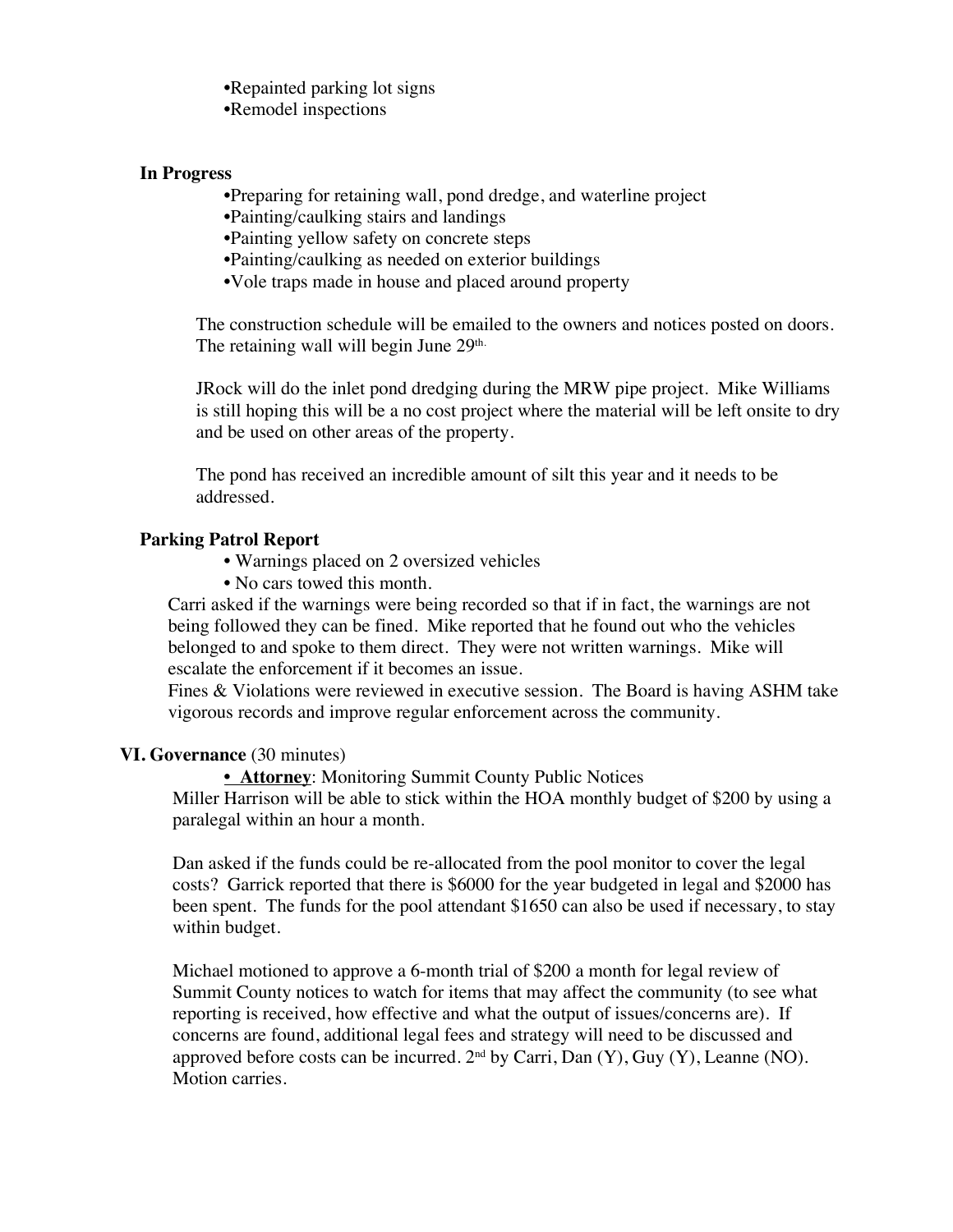- •Repainted parking lot signs
- •Remodel inspections

**In Progress**

- •Preparing for retaining wall, pond dredge, and waterline project
- •Painting/caulking stairs and landings
- •Painting yellow safety on concrete steps
- •Painting/caulking as needed on exterior buildings
- •Vole traps made in house and placed around property

The construction schedule will be emailed to the owners and notices posted on doors. The retaining wall will begin June 29th.

JRock will do the inlet pond dredging during the MRW pipe project. Mike Williams is still hoping this will be a no cost project where the material will be left onsite to dry and be used on other areas of the property.

The pond has received an incredible amount of silt this year and it needs to be addressed.

**Parking Patrol Report**

- • Warnings placed on 2 oversized vehicles
- • No cars towed this month.

Carri asked if the warnings were being recorded so that if in fact, the warnings are not being followed they can be fined. Mike reported that he found out who the vehicles belonged to and spoke to them direct. They were not written warnings. Mike will escalate the enforcement if it becomes an issue.
Fines & Violations were reviewed in executive session. The Board is having ASHM take vigorous records and improve regular enforcement across the community.

**VI. Governance** (30 minutes)

**• Attorney**: Monitoring Summit County Public Notices
Miller Harrison will be able to stick within the HOA monthly budget of $200 by using a paralegal within an hour a month.

Dan asked if the funds could be re-allocated from the pool monitor to cover the legal costs? Garrick reported that there is $6000 for the year budgeted in legal and $2000 has been spent. The funds for the pool attendant $1650 can also be used if necessary, to stay within budget.

Michael motioned to approve a 6-month trial of $200 a month for legal review of Summit County notices to watch for items that may affect the community (to see what reporting is received, how effective and what the output of issues/concerns are). If concerns are found, additional legal fees and strategy will need to be discussed and approved before costs can be incurred. 2nd by Carri, Dan (Y), Guy (Y), Leanne (NO). Motion carries.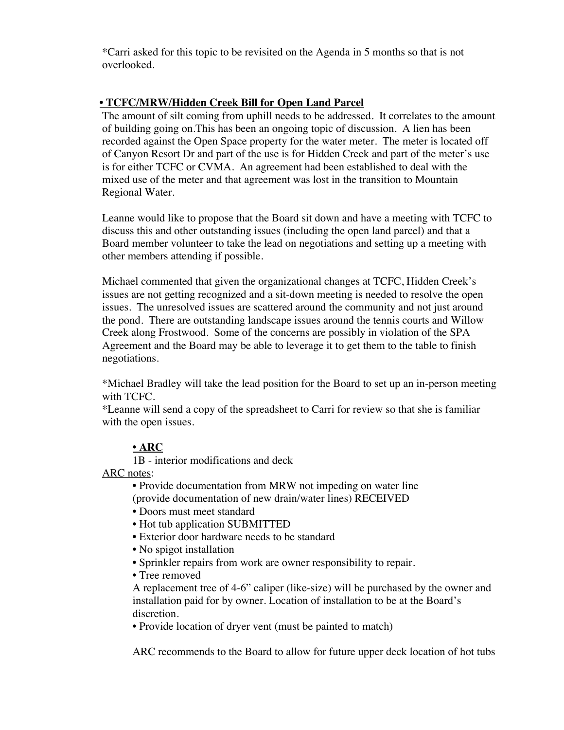*Carri asked for this topic to be revisited on the Agenda in 5 months so that is not overlooked.

**• <u>TCFC/MRW/Hidden Creek Bill for Open Land Parcel</u>**

The amount of silt coming from uphill needs to be addressed. It correlates to the amount of building going on.This has been an ongoing topic of discussion. A lien has been recorded against the Open Space property for the water meter. The meter is located off of Canyon Resort Dr and part of the use is for Hidden Creek and part of the meter's use is for either TCFC or CVMA. An agreement had been established to deal with the mixed use of the meter and that agreement was lost in the transition to Mountain Regional Water.

Leanne would like to propose that the Board sit down and have a meeting with TCFC to discuss this and other outstanding issues (including the open land parcel) and that a Board member volunteer to take the lead on negotiations and setting up a meeting with other members attending if possible.

Michael commented that given the organizational changes at TCFC, Hidden Creek's issues are not getting recognized and a sit-down meeting is needed to resolve the open issues. The unresolved issues are scattered around the community and not just around the pond. There are outstanding landscape issues around the tennis courts and Willow Creek along Frostwood. Some of the concerns are possibly in violation of the SPA Agreement and the Board may be able to leverage it to get them to the table to finish negotiations.

*Michael Bradley will take the lead position for the Board to set up an in-person meeting with TCFC.
*Leanne will send a copy of the spreadsheet to Carri for review so that she is familiar with the open issues.

**• <u>ARC</u>**

1B - interior modifications and deck

<u>ARC notes</u>:

- Provide documentation from MRW not impeding on water line (provide documentation of new drain/water lines) RECEIVED
- Doors must meet standard
- Hot tub application SUBMITTED
- Exterior door hardware needs to be standard
- No spigot installation
- Sprinkler repairs from work are owner responsibility to repair.
- Tree removed
  A replacement tree of 4-6" caliper (like-size) will be purchased by the owner and installation paid for by owner. Location of installation to be at the Board's discretion.
- Provide location of dryer vent (must be painted to match)

ARC recommends to the Board to allow for future upper deck location of hot tubs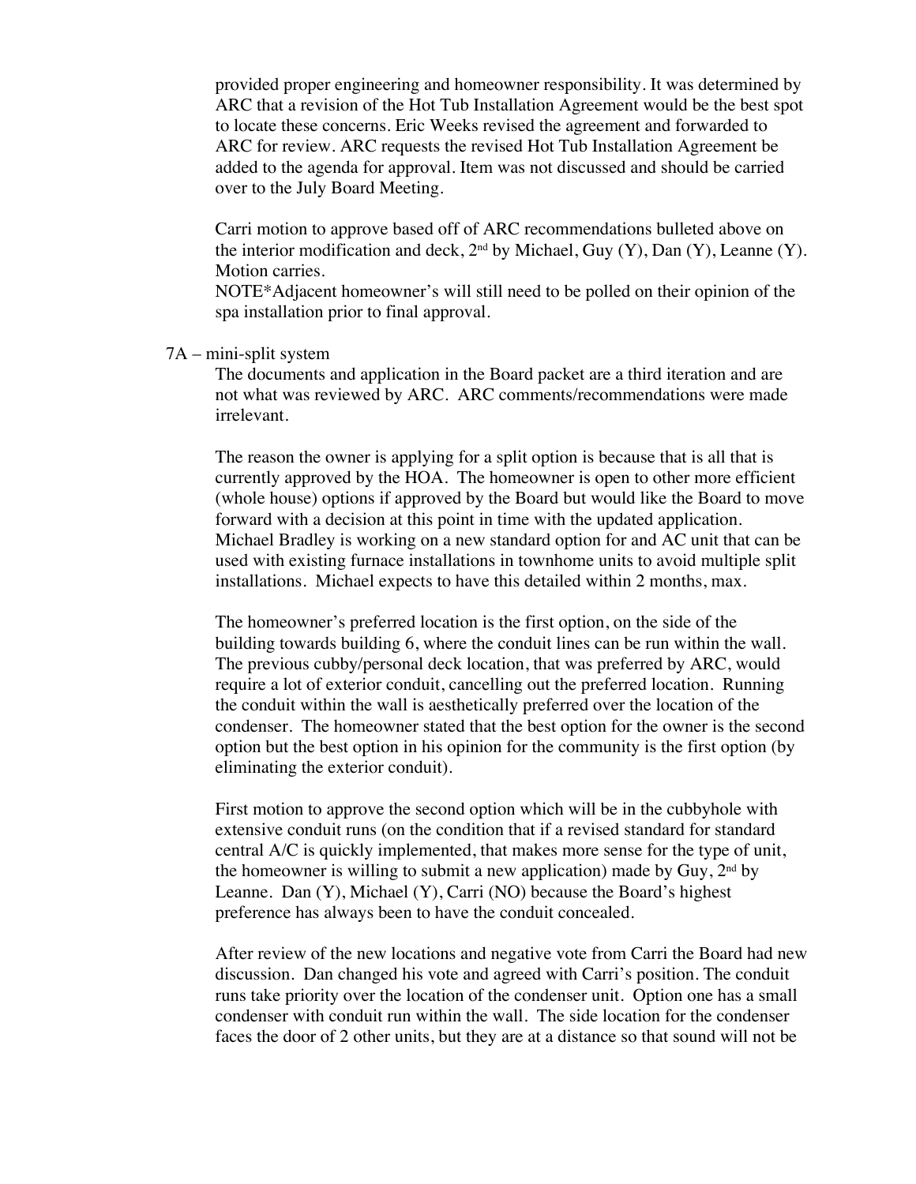provided proper engineering and homeowner responsibility. It was determined by ARC that a revision of the Hot Tub Installation Agreement would be the best spot to locate these concerns. Eric Weeks revised the agreement and forwarded to ARC for review. ARC requests the revised Hot Tub Installation Agreement be added to the agenda for approval. Item was not discussed and should be carried over to the July Board Meeting.

Carri motion to approve based off of ARC recommendations bulleted above on the interior modification and deck, 2nd by Michael, Guy (Y), Dan (Y), Leanne (Y). Motion carries.
NOTE*Adjacent homeowner's will still need to be polled on their opinion of the spa installation prior to final approval.

7A – mini-split system

The documents and application in the Board packet are a third iteration and are not what was reviewed by ARC. ARC comments/recommendations were made irrelevant.

The reason the owner is applying for a split option is because that is all that is currently approved by the HOA. The homeowner is open to other more efficient (whole house) options if approved by the Board but would like the Board to move forward with a decision at this point in time with the updated application. Michael Bradley is working on a new standard option for and AC unit that can be used with existing furnace installations in townhome units to avoid multiple split installations. Michael expects to have this detailed within 2 months, max.

The homeowner's preferred location is the first option, on the side of the building towards building 6, where the conduit lines can be run within the wall. The previous cubby/personal deck location, that was preferred by ARC, would require a lot of exterior conduit, cancelling out the preferred location. Running the conduit within the wall is aesthetically preferred over the location of the condenser. The homeowner stated that the best option for the owner is the second option but the best option in his opinion for the community is the first option (by eliminating the exterior conduit).

First motion to approve the second option which will be in the cubbyhole with extensive conduit runs (on the condition that if a revised standard for standard central A/C is quickly implemented, that makes more sense for the type of unit, the homeowner is willing to submit a new application) made by Guy, 2nd by Leanne. Dan (Y), Michael (Y), Carri (NO) because the Board's highest preference has always been to have the conduit concealed.

After review of the new locations and negative vote from Carri the Board had new discussion. Dan changed his vote and agreed with Carri's position. The conduit runs take priority over the location of the condenser unit. Option one has a small condenser with conduit run within the wall. The side location for the condenser faces the door of 2 other units, but they are at a distance so that sound will not be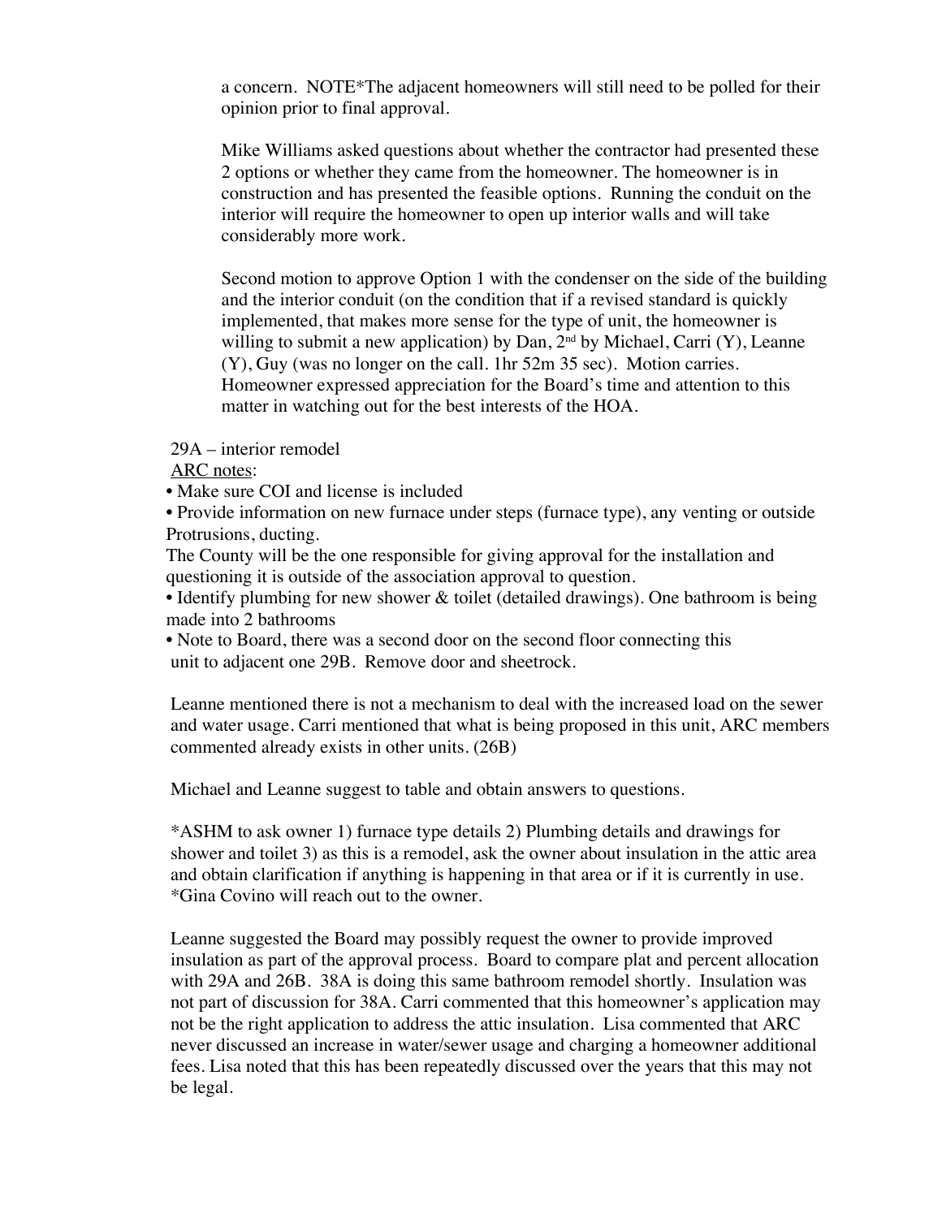a concern. NOTE*The adjacent homeowners will still need to be polled for their opinion prior to final approval.

Mike Williams asked questions about whether the contractor had presented these 2 options or whether they came from the homeowner. The homeowner is in construction and has presented the feasible options. Running the conduit on the interior will require the homeowner to open up interior walls and will take considerably more work.

Second motion to approve Option 1 with the condenser on the side of the building and the interior conduit (on the condition that if a revised standard is quickly implemented, that makes more sense for the type of unit, the homeowner is willing to submit a new application) by Dan, 2nd by Michael, Carri (Y), Leanne (Y), Guy (was no longer on the call. 1hr 52m 35 sec). Motion carries. Homeowner expressed appreciation for the Board's time and attention to this matter in watching out for the best interests of the HOA.

29A – interior remodel

ARC notes:

- Make sure COI and license is included
- Provide information on new furnace under steps (furnace type), any venting or outside Protrusions, ducting.

The County will be the one responsible for giving approval for the installation and questioning it is outside of the association approval to question.

- Identify plumbing for new shower & toilet (detailed drawings). One bathroom is being made into 2 bathrooms
- Note to Board, there was a second door on the second floor connecting this unit to adjacent one 29B. Remove door and sheetrock.

Leanne mentioned there is not a mechanism to deal with the increased load on the sewer and water usage. Carri mentioned that what is being proposed in this unit, ARC members commented already exists in other units. (26B)

Michael and Leanne suggest to table and obtain answers to questions.

*ASHM to ask owner 1) furnace type details 2) Plumbing details and drawings for shower and toilet 3) as this is a remodel, ask the owner about insulation in the attic area and obtain clarification if anything is happening in that area or if it is currently in use.
*Gina Covino will reach out to the owner.

Leanne suggested the Board may possibly request the owner to provide improved insulation as part of the approval process. Board to compare plat and percent allocation with 29A and 26B. 38A is doing this same bathroom remodel shortly. Insulation was not part of discussion for 38A. Carri commented that this homeowner's application may not be the right application to address the attic insulation. Lisa commented that ARC never discussed an increase in water/sewer usage and charging a homeowner additional fees. Lisa noted that this has been repeatedly discussed over the years that this may not be legal.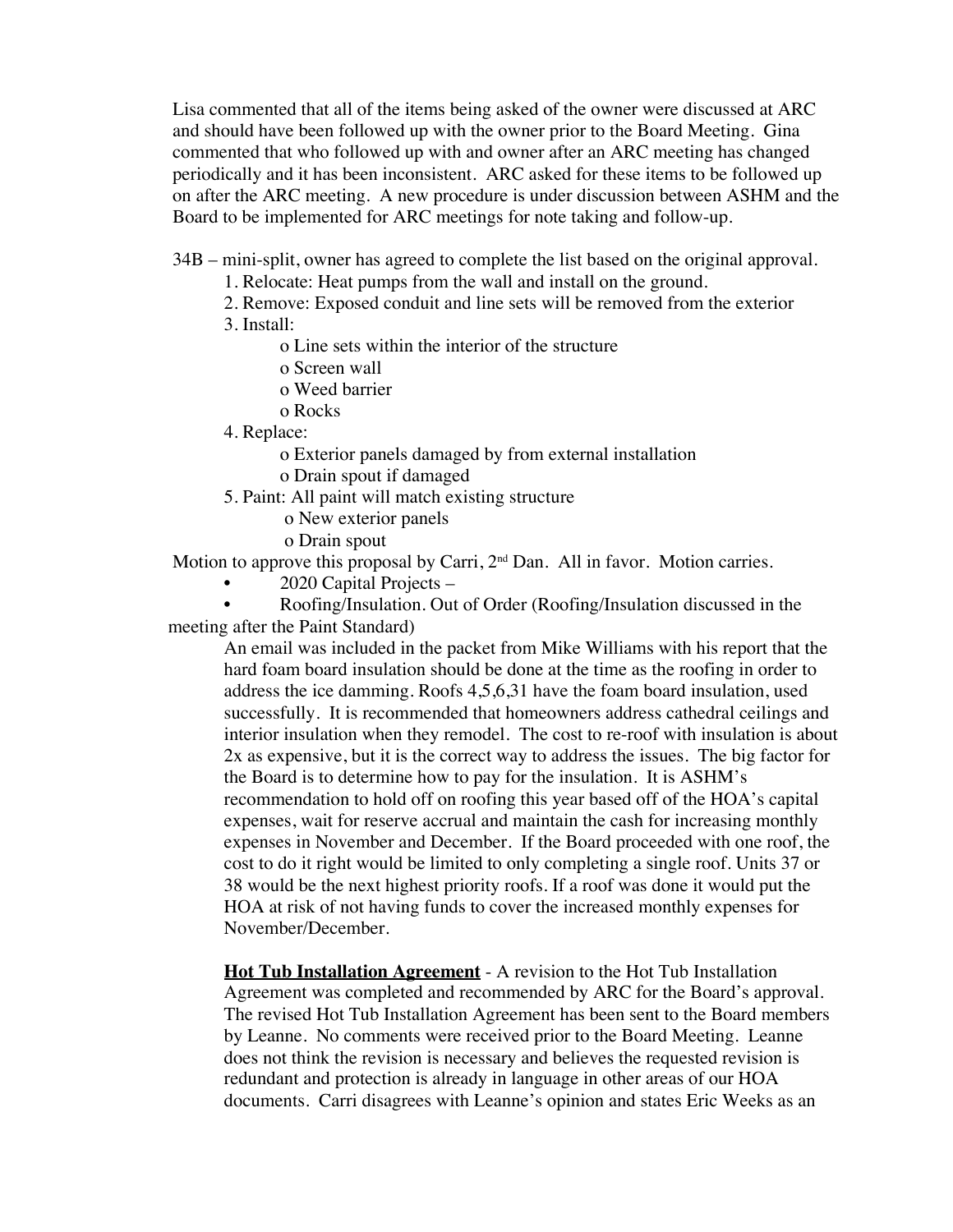Lisa commented that all of the items being asked of the owner were discussed at ARC and should have been followed up with the owner prior to the Board Meeting. Gina commented that who followed up with and owner after an ARC meeting has changed periodically and it has been inconsistent. ARC asked for these items to be followed up on after the ARC meeting. A new procedure is under discussion between ASHM and the Board to be implemented for ARC meetings for note taking and follow-up.

34B – mini-split, owner has agreed to complete the list based on the original approval.

1. Relocate: Heat pumps from the wall and install on the ground.
2. Remove: Exposed conduit and line sets will be removed from the exterior
3. Install:
   - o Line sets within the interior of the structure
   - o Screen wall
   - o Weed barrier
   - o Rocks
4. Replace:
   - o Exterior panels damaged by from external installation
   - o Drain spout if damaged
5. Paint: All paint will match existing structure
   - o New exterior panels
   - o Drain spout

Motion to approve this proposal by Carri, 2nd Dan. All in favor. Motion carries.

- 2020 Capital Projects –
- Roofing/Insulation. Out of Order (Roofing/Insulation discussed in the meeting after the Paint Standard)

An email was included in the packet from Mike Williams with his report that the hard foam board insulation should be done at the time as the roofing in order to address the ice damming. Roofs 4,5,6,31 have the foam board insulation, used successfully. It is recommended that homeowners address cathedral ceilings and interior insulation when they remodel. The cost to re-roof with insulation is about 2x as expensive, but it is the correct way to address the issues. The big factor for the Board is to determine how to pay for the insulation. It is ASHM's recommendation to hold off on roofing this year based off of the HOA's capital expenses, wait for reserve accrual and maintain the cash for increasing monthly expenses in November and December. If the Board proceeded with one roof, the cost to do it right would be limited to only completing a single roof. Units 37 or 38 would be the next highest priority roofs. If a roof was done it would put the HOA at risk of not having funds to cover the increased monthly expenses for November/December.

**Hot Tub Installation Agreement** - A revision to the Hot Tub Installation Agreement was completed and recommended by ARC for the Board's approval. The revised Hot Tub Installation Agreement has been sent to the Board members by Leanne. No comments were received prior to the Board Meeting. Leanne does not think the revision is necessary and believes the requested revision is redundant and protection is already in language in other areas of our HOA documents. Carri disagrees with Leanne's opinion and states Eric Weeks as an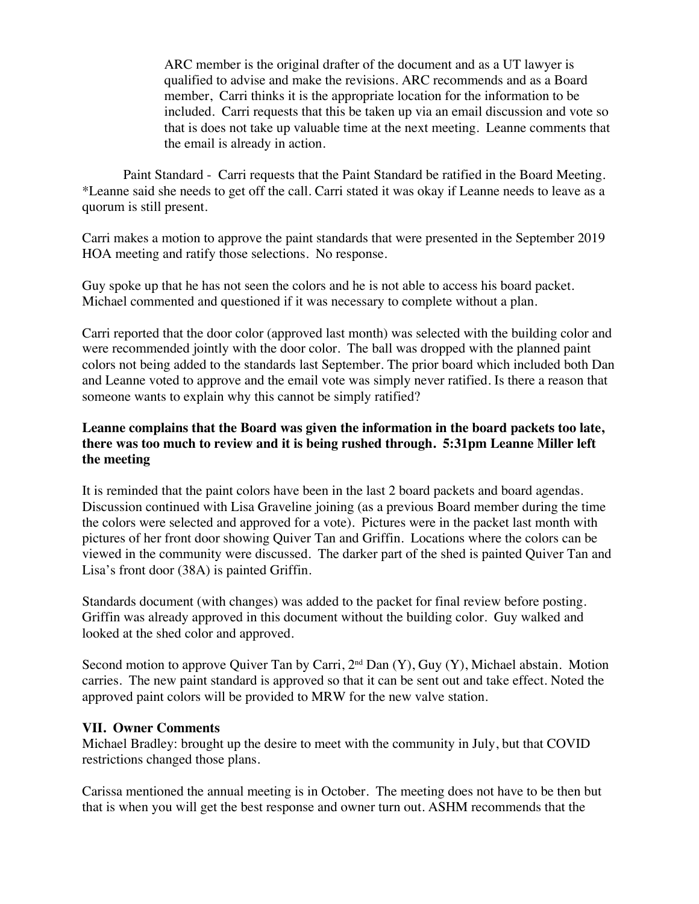ARC member is the original drafter of the document and as a UT lawyer is qualified to advise and make the revisions. ARC recommends and as a Board member, Carri thinks it is the appropriate location for the information to be included. Carri requests that this be taken up via an email discussion and vote so that is does not take up valuable time at the next meeting. Leanne comments that the email is already in action.

Paint Standard - Carri requests that the Paint Standard be ratified in the Board Meeting. *Leanne said she needs to get off the call. Carri stated it was okay if Leanne needs to leave as a quorum is still present.

Carri makes a motion to approve the paint standards that were presented in the September 2019 HOA meeting and ratify those selections. No response.

Guy spoke up that he has not seen the colors and he is not able to access his board packet. Michael commented and questioned if it was necessary to complete without a plan.

Carri reported that the door color (approved last month) was selected with the building color and were recommended jointly with the door color. The ball was dropped with the planned paint colors not being added to the standards last September. The prior board which included both Dan and Leanne voted to approve and the email vote was simply never ratified. Is there a reason that someone wants to explain why this cannot be simply ratified?

**Leanne complains that the Board was given the information in the board packets too late, there was too much to review and it is being rushed through. 5:31pm Leanne Miller left the meeting**

It is reminded that the paint colors have been in the last 2 board packets and board agendas. Discussion continued with Lisa Graveline joining (as a previous Board member during the time the colors were selected and approved for a vote). Pictures were in the packet last month with pictures of her front door showing Quiver Tan and Griffin. Locations where the colors can be viewed in the community were discussed. The darker part of the shed is painted Quiver Tan and Lisa's front door (38A) is painted Griffin.

Standards document (with changes) was added to the packet for final review before posting. Griffin was already approved in this document without the building color. Guy walked and looked at the shed color and approved.

Second motion to approve Quiver Tan by Carri, 2nd Dan (Y), Guy (Y), Michael abstain. Motion carries. The new paint standard is approved so that it can be sent out and take effect. Noted the approved paint colors will be provided to MRW for the new valve station.

**VII. Owner Comments**

Michael Bradley: brought up the desire to meet with the community in July, but that COVID restrictions changed those plans.

Carissa mentioned the annual meeting is in October. The meeting does not have to be then but that is when you will get the best response and owner turn out. ASHM recommends that the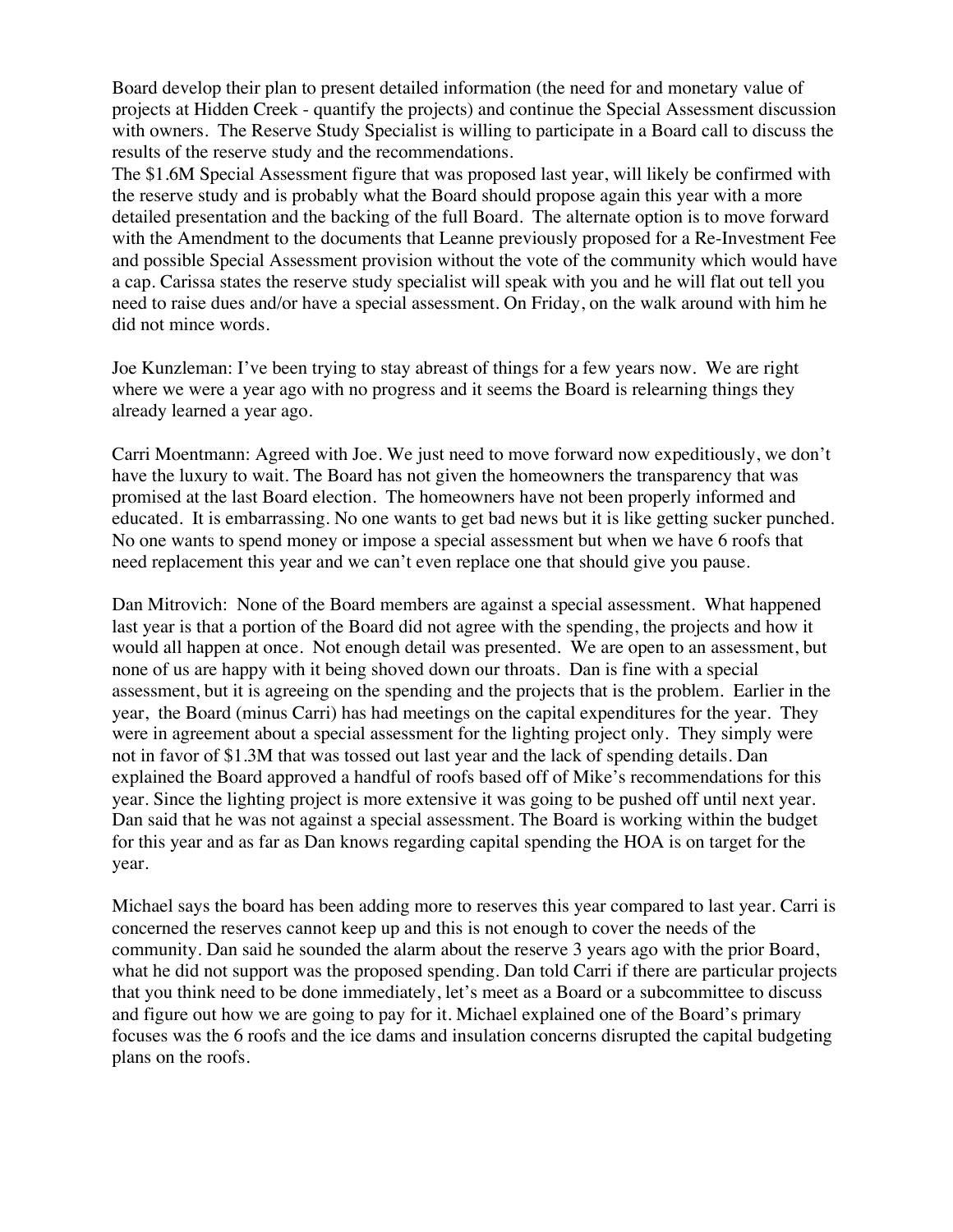Board develop their plan to present detailed information (the need for and monetary value of projects at Hidden Creek - quantify the projects) and continue the Special Assessment discussion with owners. The Reserve Study Specialist is willing to participate in a Board call to discuss the results of the reserve study and the recommendations.
The $1.6M Special Assessment figure that was proposed last year, will likely be confirmed with the reserve study and is probably what the Board should propose again this year with a more detailed presentation and the backing of the full Board. The alternate option is to move forward with the Amendment to the documents that Leanne previously proposed for a Re-Investment Fee and possible Special Assessment provision without the vote of the community which would have a cap. Carissa states the reserve study specialist will speak with you and he will flat out tell you need to raise dues and/or have a special assessment. On Friday, on the walk around with him he did not mince words.

Joe Kunzleman: I've been trying to stay abreast of things for a few years now. We are right where we were a year ago with no progress and it seems the Board is relearning things they already learned a year ago.

Carri Moentmann: Agreed with Joe. We just need to move forward now expeditiously, we don't have the luxury to wait. The Board has not given the homeowners the transparency that was promised at the last Board election. The homeowners have not been properly informed and educated. It is embarrassing. No one wants to get bad news but it is like getting sucker punched. No one wants to spend money or impose a special assessment but when we have 6 roofs that need replacement this year and we can't even replace one that should give you pause.

Dan Mitrovich: None of the Board members are against a special assessment. What happened last year is that a portion of the Board did not agree with the spending, the projects and how it would all happen at once. Not enough detail was presented. We are open to an assessment, but none of us are happy with it being shoved down our throats. Dan is fine with a special assessment, but it is agreeing on the spending and the projects that is the problem. Earlier in the year, the Board (minus Carri) has had meetings on the capital expenditures for the year. They were in agreement about a special assessment for the lighting project only. They simply were not in favor of $1.3M that was tossed out last year and the lack of spending details. Dan explained the Board approved a handful of roofs based off of Mike's recommendations for this year. Since the lighting project is more extensive it was going to be pushed off until next year. Dan said that he was not against a special assessment. The Board is working within the budget for this year and as far as Dan knows regarding capital spending the HOA is on target for the year.

Michael says the board has been adding more to reserves this year compared to last year. Carri is concerned the reserves cannot keep up and this is not enough to cover the needs of the community. Dan said he sounded the alarm about the reserve 3 years ago with the prior Board, what he did not support was the proposed spending. Dan told Carri if there are particular projects that you think need to be done immediately, let's meet as a Board or a subcommittee to discuss and figure out how we are going to pay for it. Michael explained one of the Board's primary focuses was the 6 roofs and the ice dams and insulation concerns disrupted the capital budgeting plans on the roofs.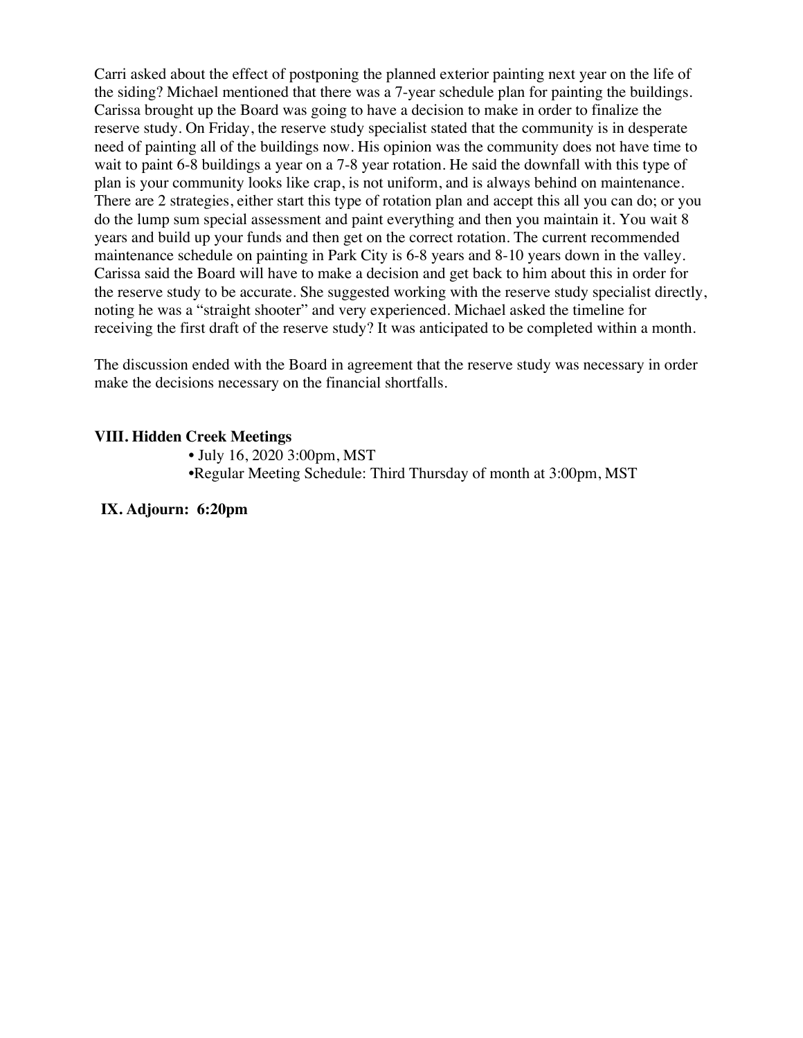Carri asked about the effect of postponing the planned exterior painting next year on the life of the siding? Michael mentioned that there was a 7-year schedule plan for painting the buildings. Carissa brought up the Board was going to have a decision to make in order to finalize the reserve study. On Friday, the reserve study specialist stated that the community is in desperate need of painting all of the buildings now. His opinion was the community does not have time to wait to paint 6-8 buildings a year on a 7-8 year rotation. He said the downfall with this type of plan is your community looks like crap, is not uniform, and is always behind on maintenance. There are 2 strategies, either start this type of rotation plan and accept this all you can do; or you do the lump sum special assessment and paint everything and then you maintain it. You wait 8 years and build up your funds and then get on the correct rotation. The current recommended maintenance schedule on painting in Park City is 6-8 years and 8-10 years down in the valley. Carissa said the Board will have to make a decision and get back to him about this in order for the reserve study to be accurate. She suggested working with the reserve study specialist directly, noting he was a "straight shooter" and very experienced. Michael asked the timeline for receiving the first draft of the reserve study? It was anticipated to be completed within a month.

The discussion ended with the Board in agreement that the reserve study was necessary in order make the decisions necessary on the financial shortfalls.

**VIII. Hidden Creek Meetings**

- July 16, 2020 3:00pm, MST
- Regular Meeting Schedule: Third Thursday of month at 3:00pm, MST

**IX. Adjourn: 6:20pm**